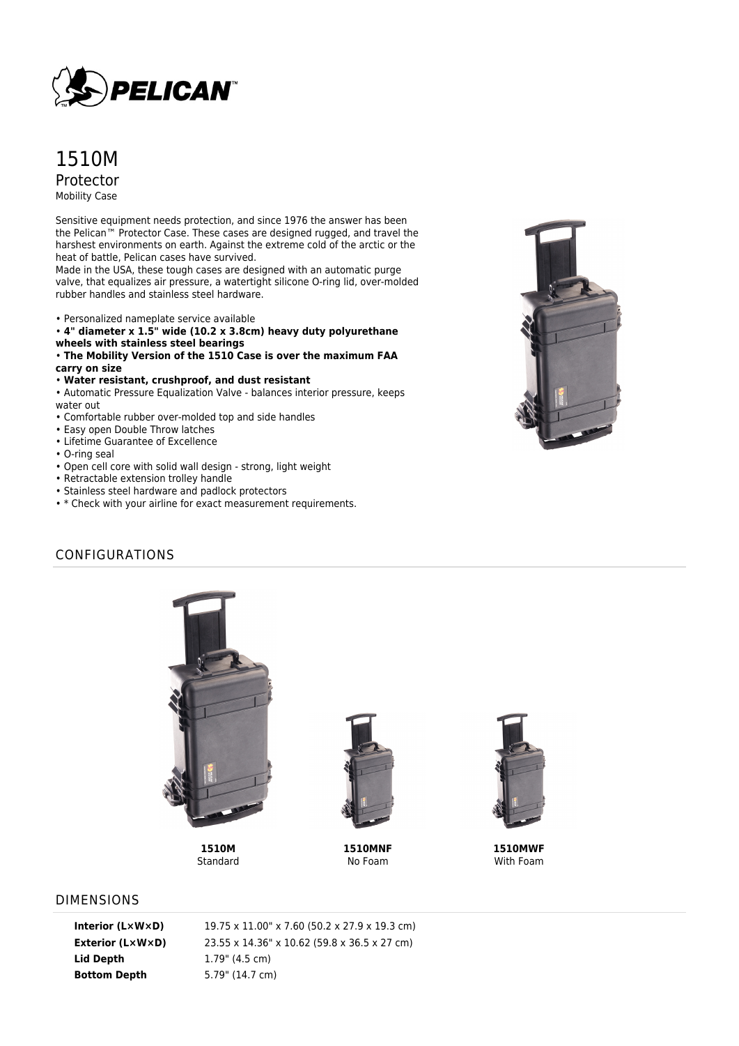# 1510M

## Protector

Mobility Case

Sensitive equipment needs protection, and since 1976 the answer has been the Pelican™ Protector Case. These cases are designed rugged, and travel the harshest environments on earth. Against the extreme cold of the arctic or the heat of battle, Pelican cases have survived.
Made in the USA, these tough cases are designed with an automatic purge valve, that equalizes air pressure, a watertight silicone O-ring lid, over-molded rubber handles and stainless steel hardware.

- Personalized nameplate service available
- **4" diameter x 1.5" wide (10.2 x 3.8cm) heavy duty polyurethane wheels with stainless steel bearings**
- **The Mobility Version of the 1510 Case is over the maximum FAA carry on size**
- **Water resistant, crushproof, and dust resistant**
- Automatic Pressure Equalization Valve - balances interior pressure, keeps water out
- Comfortable rubber over-molded top and side handles
- Easy open Double Throw latches
- Lifetime Guarantee of Excellence
- O-ring seal
- Open cell core with solid wall design - strong, light weight
- Retractable extension trolley handle
- Stainless steel hardware and padlock protectors
- * Check with your airline for exact measurement requirements.

## CONFIGURATIONS

**1510M**
Standard

**1510MNF**
No Foam

**1510MWF**
With Foam

## DIMENSIONS

| | |
|---|---|
| **Interior (L×W×D)** | 19.75 x 11.00" x 7.60 (50.2 x 27.9 x 19.3 cm) |
| **Exterior (L×W×D)** | 23.55 x 14.36" x 10.62 (59.8 x 36.5 x 27 cm) |
| **Lid Depth** | 1.79" (4.5 cm) |
| **Bottom Depth** | 5.79" (14.7 cm) |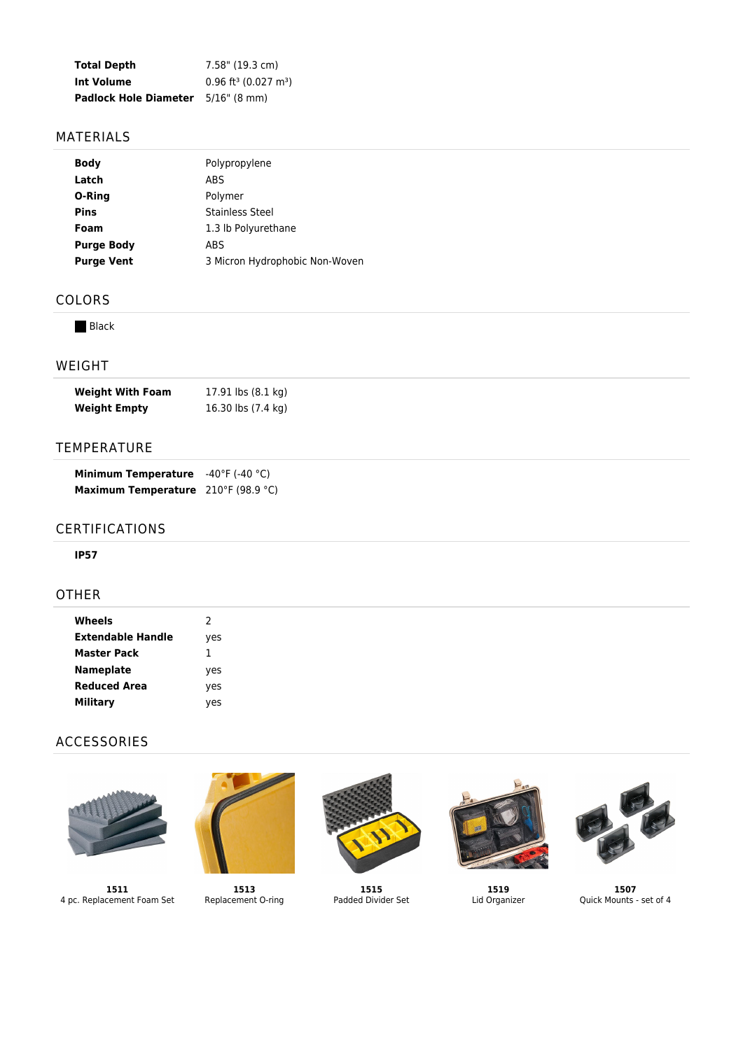| | |
|---|---|
| **Total Depth** | 7.58" (19.3 cm) |
| **Int Volume** | 0.96 ft³ (0.027 m³) |
| **Padlock Hole Diameter** | 5/16" (8 mm) |

## MATERIALS

| | |
|---|---|
| **Body** | Polypropylene |
| **Latch** | ABS |
| **O-Ring** | Polymer |
| **Pins** | Stainless Steel |
| **Foam** | 1.3 lb Polyurethane |
| **Purge Body** | ABS |
| **Purge Vent** | 3 Micron Hydrophobic Non-Woven |

## COLORS

Black

## WEIGHT

| | |
|---|---|
| **Weight With Foam** | 17.91 lbs (8.1 kg) |
| **Weight Empty** | 16.30 lbs (7.4 kg) |

## TEMPERATURE

| | |
|---|---|
| **Minimum Temperature** | -40°F (-40 °C) |
| **Maximum Temperature** | 210°F (98.9 °C) |

## CERTIFICATIONS

**IP57**

## OTHER

| | |
|---|---|
| **Wheels** | 2 |
| **Extendable Handle** | yes |
| **Master Pack** | 1 |
| **Nameplate** | yes |
| **Reduced Area** | yes |
| **Military** | yes |

## ACCESSORIES

**1511**
4 pc. Replacement Foam Set

**1513**
Replacement O-ring

**1515**
Padded Divider Set

**1519**
Lid Organizer

**1507**
Quick Mounts - set of 4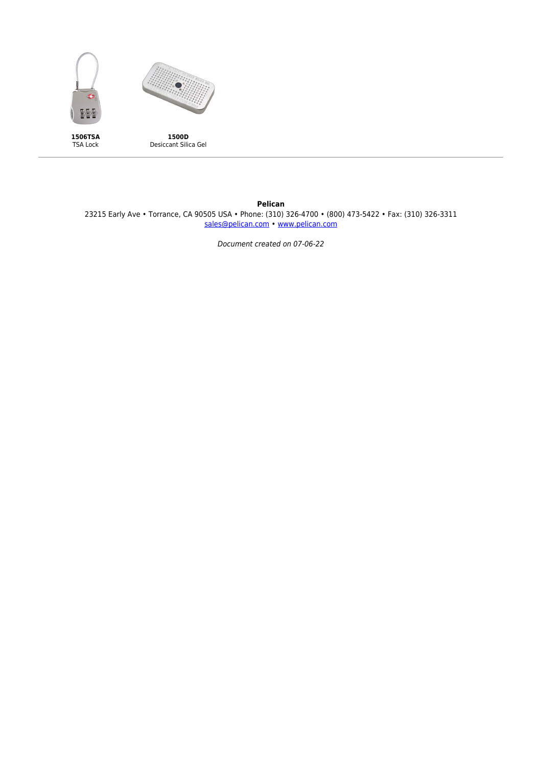**1506TSA**
TSA Lock

**1500D**
Desiccant Silica Gel

---

**Pelican**

23215 Early Ave • Torrance, CA 90505 USA • Phone: (310) 326-4700 • (800) 473-5422 • Fax: (310) 326-3311

sales@pelican.com • www.pelican.com

*Document created on 07-06-22*